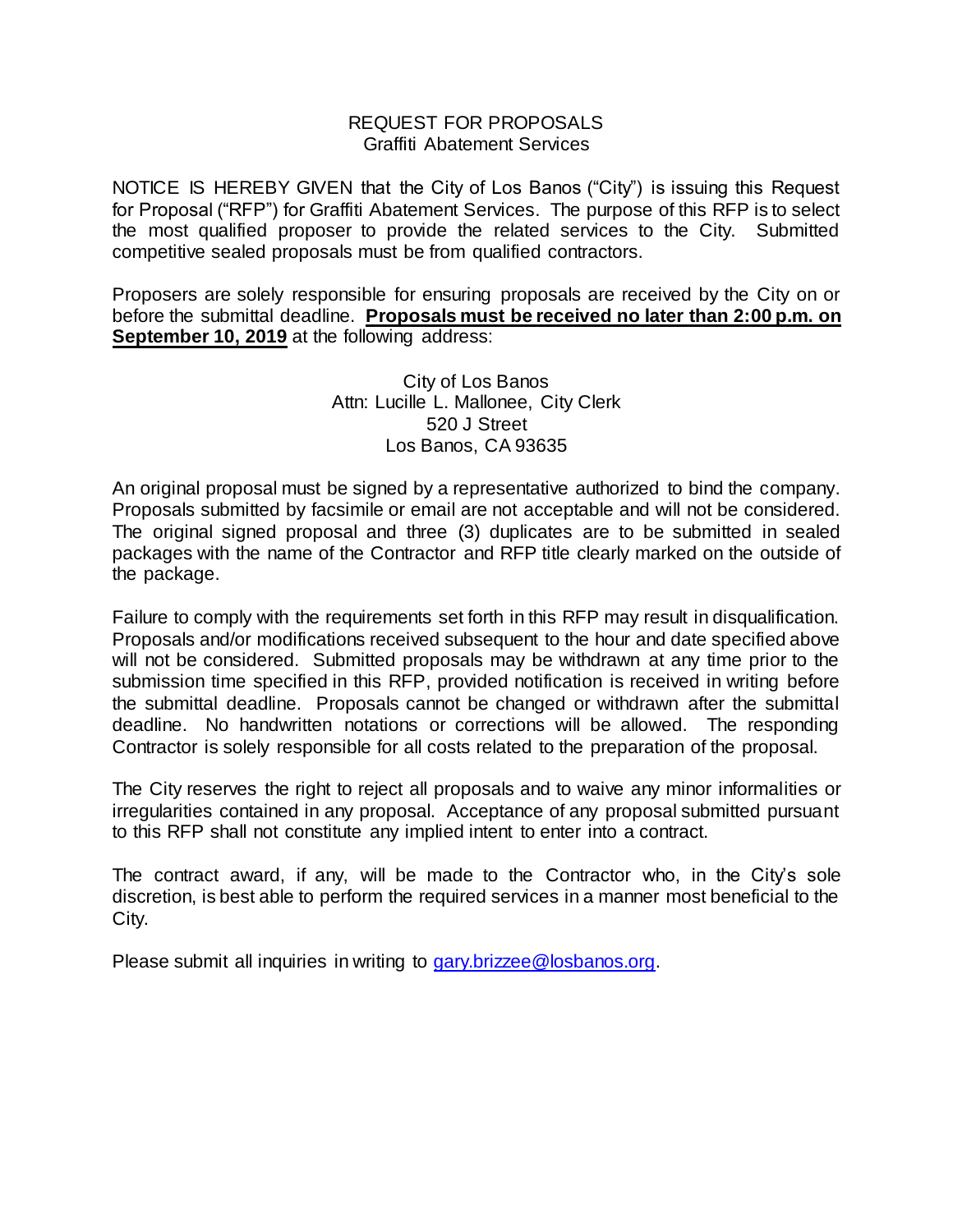# REQUEST FOR PROPOSALS
## Graffiti Abatement Services

NOTICE IS HEREBY GIVEN that the City of Los Banos ("City") is issuing this Request for Proposal ("RFP") for Graffiti Abatement Services. The purpose of this RFP is to select the most qualified proposer to provide the related services to the City. Submitted competitive sealed proposals must be from qualified contractors.

Proposers are solely responsible for ensuring proposals are received by the City on or before the submittal deadline. **Proposals must be received no later than 2:00 p.m. on September 10, 2019** at the following address:

City of Los Banos
Attn: Lucille L. Mallonee, City Clerk
520 J Street
Los Banos, CA 93635

An original proposal must be signed by a representative authorized to bind the company. Proposals submitted by facsimile or email are not acceptable and will not be considered. The original signed proposal and three (3) duplicates are to be submitted in sealed packages with the name of the Contractor and RFP title clearly marked on the outside of the package.

Failure to comply with the requirements set forth in this RFP may result in disqualification. Proposals and/or modifications received subsequent to the hour and date specified above will not be considered. Submitted proposals may be withdrawn at any time prior to the submission time specified in this RFP, provided notification is received in writing before the submittal deadline. Proposals cannot be changed or withdrawn after the submittal deadline. No handwritten notations or corrections will be allowed. The responding Contractor is solely responsible for all costs related to the preparation of the proposal.

The City reserves the right to reject all proposals and to waive any minor informalities or irregularities contained in any proposal. Acceptance of any proposal submitted pursuant to this RFP shall not constitute any implied intent to enter into a contract.

The contract award, if any, will be made to the Contractor who, in the City's sole discretion, is best able to perform the required services in a manner most beneficial to the City.

Please submit all inquiries in writing to gary.brizzee@losbanos.org.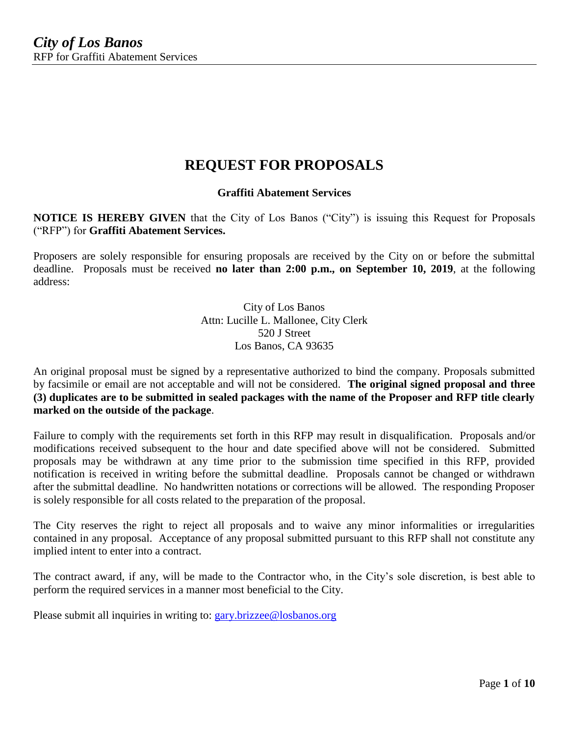# REQUEST FOR PROPOSALS

**Graffiti Abatement Services**

**NOTICE IS HEREBY GIVEN** that the City of Los Banos ("City") is issuing this Request for Proposals ("RFP") for **Graffiti Abatement Services.**

Proposers are solely responsible for ensuring proposals are received by the City on or before the submittal deadline. Proposals must be received **no later than 2:00 p.m., on September 10, 2019**, at the following address:

City of Los Banos  
Attn: Lucille L. Mallonee, City Clerk  
520 J Street  
Los Banos, CA 93635

An original proposal must be signed by a representative authorized to bind the company. Proposals submitted by facsimile or email are not acceptable and will not be considered. **The original signed proposal and three (3) duplicates are to be submitted in sealed packages with the name of the Proposer and RFP title clearly marked on the outside of the package**.

Failure to comply with the requirements set forth in this RFP may result in disqualification. Proposals and/or modifications received subsequent to the hour and date specified above will not be considered. Submitted proposals may be withdrawn at any time prior to the submission time specified in this RFP, provided notification is received in writing before the submittal deadline. Proposals cannot be changed or withdrawn after the submittal deadline. No handwritten notations or corrections will be allowed. The responding Proposer is solely responsible for all costs related to the preparation of the proposal.

The City reserves the right to reject all proposals and to waive any minor informalities or irregularities contained in any proposal. Acceptance of any proposal submitted pursuant to this RFP shall not constitute any implied intent to enter into a contract.

The contract award, if any, will be made to the Contractor who, in the City's sole discretion, is best able to perform the required services in a manner most beneficial to the City.

Please submit all inquiries in writing to: gary.brizzee@losbanos.org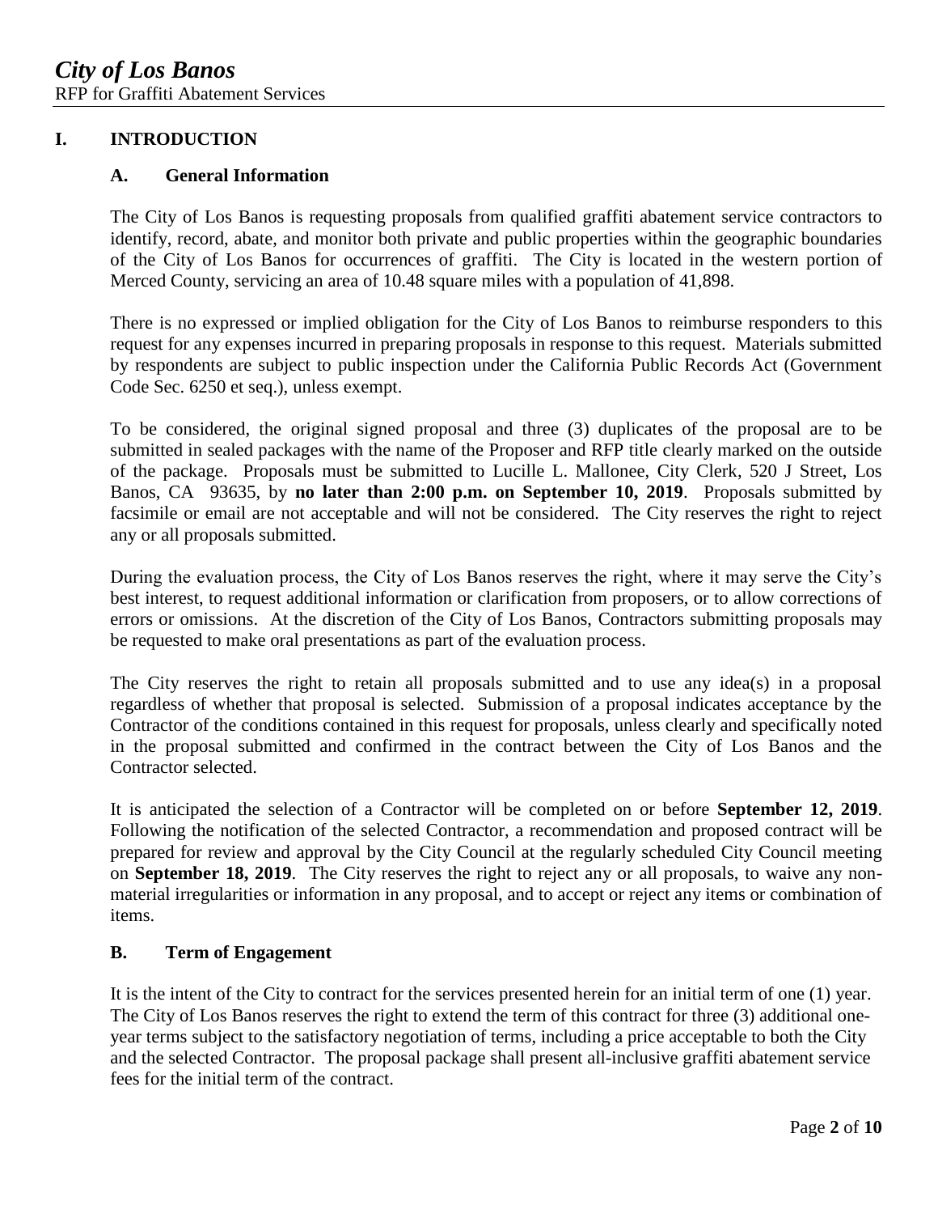# I. INTRODUCTION

## A. General Information

The City of Los Banos is requesting proposals from qualified graffiti abatement service contractors to identify, record, abate, and monitor both private and public properties within the geographic boundaries of the City of Los Banos for occurrences of graffiti. The City is located in the western portion of Merced County, servicing an area of 10.48 square miles with a population of 41,898.

There is no expressed or implied obligation for the City of Los Banos to reimburse responders to this request for any expenses incurred in preparing proposals in response to this request. Materials submitted by respondents are subject to public inspection under the California Public Records Act (Government Code Sec. 6250 et seq.), unless exempt.

To be considered, the original signed proposal and three (3) duplicates of the proposal are to be submitted in sealed packages with the name of the Proposer and RFP title clearly marked on the outside of the package. Proposals must be submitted to Lucille L. Mallonee, City Clerk, 520 J Street, Los Banos, CA 93635, by **no later than 2:00 p.m. on September 10, 2019**. Proposals submitted by facsimile or email are not acceptable and will not be considered. The City reserves the right to reject any or all proposals submitted.

During the evaluation process, the City of Los Banos reserves the right, where it may serve the City's best interest, to request additional information or clarification from proposers, or to allow corrections of errors or omissions. At the discretion of the City of Los Banos, Contractors submitting proposals may be requested to make oral presentations as part of the evaluation process.

The City reserves the right to retain all proposals submitted and to use any idea(s) in a proposal regardless of whether that proposal is selected. Submission of a proposal indicates acceptance by the Contractor of the conditions contained in this request for proposals, unless clearly and specifically noted in the proposal submitted and confirmed in the contract between the City of Los Banos and the Contractor selected.

It is anticipated the selection of a Contractor will be completed on or before **September 12, 2019**. Following the notification of the selected Contractor, a recommendation and proposed contract will be prepared for review and approval by the City Council at the regularly scheduled City Council meeting on **September 18, 2019**. The City reserves the right to reject any or all proposals, to waive any non-material irregularities or information in any proposal, and to accept or reject any items or combination of items.

## B. Term of Engagement

It is the intent of the City to contract for the services presented herein for an initial term of one (1) year. The City of Los Banos reserves the right to extend the term of this contract for three (3) additional one-year terms subject to the satisfactory negotiation of terms, including a price acceptable to both the City and the selected Contractor. The proposal package shall present all-inclusive graffiti abatement service fees for the initial term of the contract.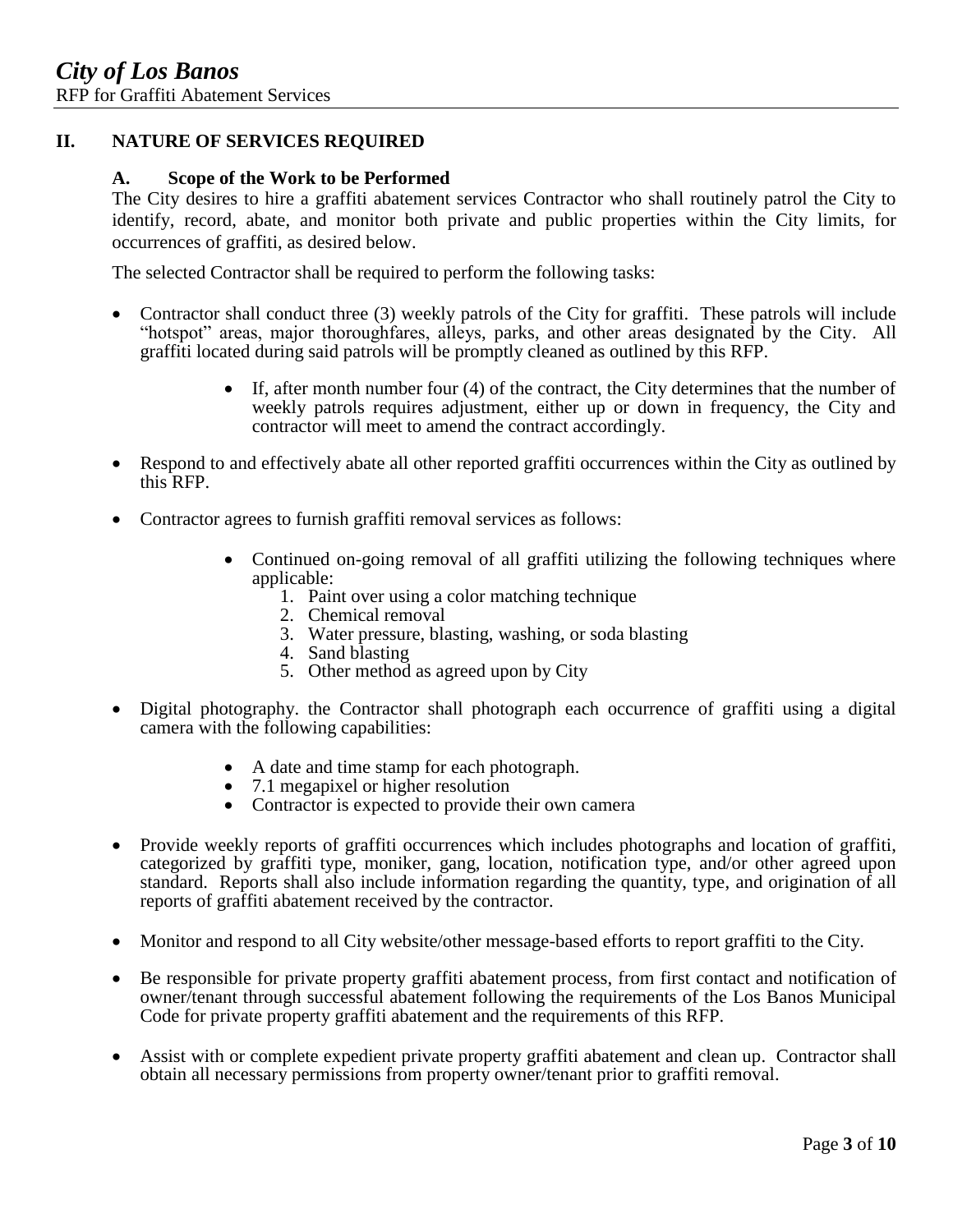## II. NATURE OF SERVICES REQUIRED

### A. Scope of the Work to be Performed

The City desires to hire a graffiti abatement services Contractor who shall routinely patrol the City to identify, record, abate, and monitor both private and public properties within the City limits, for occurrences of graffiti, as desired below.

The selected Contractor shall be required to perform the following tasks:

- Contractor shall conduct three (3) weekly patrols of the City for graffiti. These patrols will include "hotspot" areas, major thoroughfares, alleys, parks, and other areas designated by the City. All graffiti located during said patrols will be promptly cleaned as outlined by this RFP.
  - If, after month number four (4) of the contract, the City determines that the number of weekly patrols requires adjustment, either up or down in frequency, the City and contractor will meet to amend the contract accordingly.
- Respond to and effectively abate all other reported graffiti occurrences within the City as outlined by this RFP.
- Contractor agrees to furnish graffiti removal services as follows:
  - Continued on-going removal of all graffiti utilizing the following techniques where applicable:
    1. Paint over using a color matching technique
    2. Chemical removal
    3. Water pressure, blasting, washing, or soda blasting
    4. Sand blasting
    5. Other method as agreed upon by City
- Digital photography. the Contractor shall photograph each occurrence of graffiti using a digital camera with the following capabilities:
  - A date and time stamp for each photograph.
  - 7.1 megapixel or higher resolution
  - Contractor is expected to provide their own camera
- Provide weekly reports of graffiti occurrences which includes photographs and location of graffiti, categorized by graffiti type, moniker, gang, location, notification type, and/or other agreed upon standard. Reports shall also include information regarding the quantity, type, and origination of all reports of graffiti abatement received by the contractor.
- Monitor and respond to all City website/other message-based efforts to report graffiti to the City.
- Be responsible for private property graffiti abatement process, from first contact and notification of owner/tenant through successful abatement following the requirements of the Los Banos Municipal Code for private property graffiti abatement and the requirements of this RFP.
- Assist with or complete expedient private property graffiti abatement and clean up. Contractor shall obtain all necessary permissions from property owner/tenant prior to graffiti removal.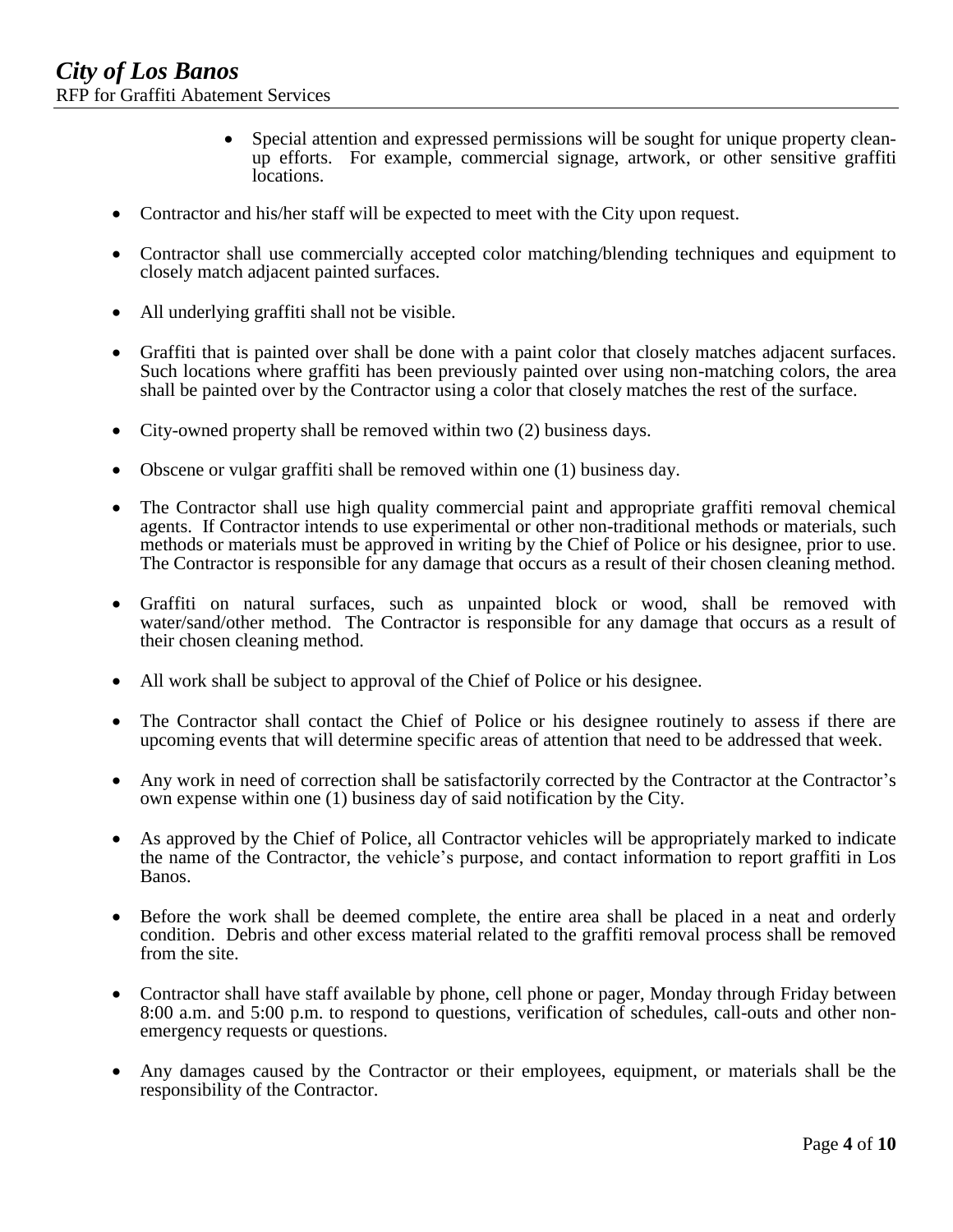- Special attention and expressed permissions will be sought for unique property clean-up efforts. For example, commercial signage, artwork, or other sensitive graffiti locations.

- Contractor and his/her staff will be expected to meet with the City upon request.

- Contractor shall use commercially accepted color matching/blending techniques and equipment to closely match adjacent painted surfaces.

- All underlying graffiti shall not be visible.

- Graffiti that is painted over shall be done with a paint color that closely matches adjacent surfaces. Such locations where graffiti has been previously painted over using non-matching colors, the area shall be painted over by the Contractor using a color that closely matches the rest of the surface.

- City-owned property shall be removed within two (2) business days.

- Obscene or vulgar graffiti shall be removed within one (1) business day.

- The Contractor shall use high quality commercial paint and appropriate graffiti removal chemical agents. If Contractor intends to use experimental or other non-traditional methods or materials, such methods or materials must be approved in writing by the Chief of Police or his designee, prior to use. The Contractor is responsible for any damage that occurs as a result of their chosen cleaning method.

- Graffiti on natural surfaces, such as unpainted block or wood, shall be removed with water/sand/other method. The Contractor is responsible for any damage that occurs as a result of their chosen cleaning method.

- All work shall be subject to approval of the Chief of Police or his designee.

- The Contractor shall contact the Chief of Police or his designee routinely to assess if there are upcoming events that will determine specific areas of attention that need to be addressed that week.

- Any work in need of correction shall be satisfactorily corrected by the Contractor at the Contractor's own expense within one (1) business day of said notification by the City.

- As approved by the Chief of Police, all Contractor vehicles will be appropriately marked to indicate the name of the Contractor, the vehicle's purpose, and contact information to report graffiti in Los Banos.

- Before the work shall be deemed complete, the entire area shall be placed in a neat and orderly condition. Debris and other excess material related to the graffiti removal process shall be removed from the site.

- Contractor shall have staff available by phone, cell phone or pager, Monday through Friday between 8:00 a.m. and 5:00 p.m. to respond to questions, verification of schedules, call-outs and other non-emergency requests or questions.

- Any damages caused by the Contractor or their employees, equipment, or materials shall be the responsibility of the Contractor.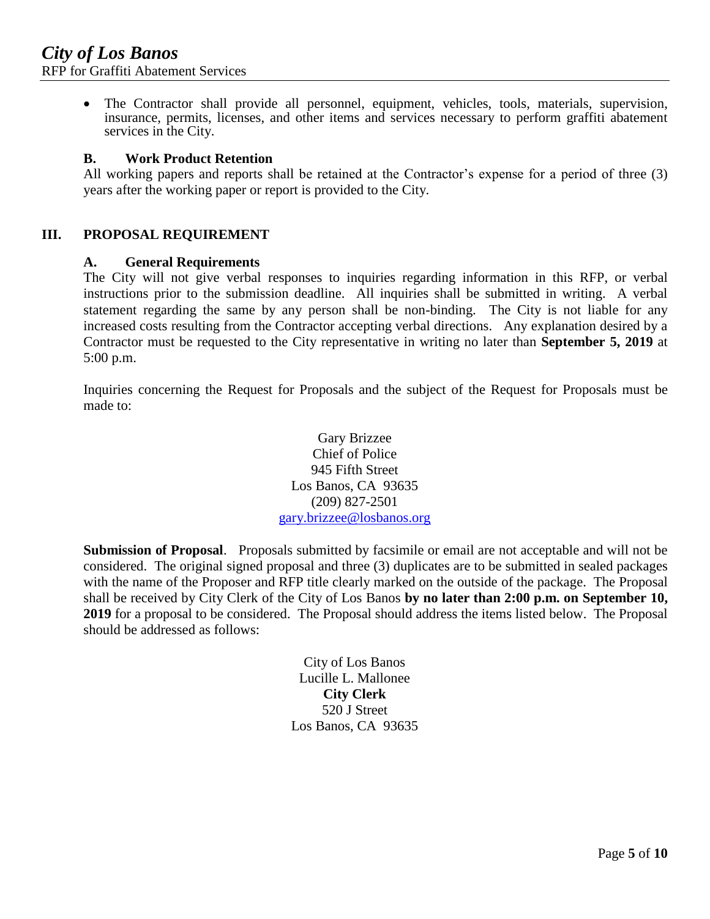- The Contractor shall provide all personnel, equipment, vehicles, tools, materials, supervision, insurance, permits, licenses, and other items and services necessary to perform graffiti abatement services in the City.

### B. Work Product Retention

All working papers and reports shall be retained at the Contractor's expense for a period of three (3) years after the working paper or report is provided to the City.

## III. PROPOSAL REQUIREMENT

### A. General Requirements

The City will not give verbal responses to inquiries regarding information in this RFP, or verbal instructions prior to the submission deadline. All inquiries shall be submitted in writing. A verbal statement regarding the same by any person shall be non-binding. The City is not liable for any increased costs resulting from the Contractor accepting verbal directions. Any explanation desired by a Contractor must be requested to the City representative in writing no later than **September 5, 2019** at 5:00 p.m.

Inquiries concerning the Request for Proposals and the subject of the Request for Proposals must be made to:

Gary Brizzee
Chief of Police
945 Fifth Street
Los Banos, CA 93635
(209) 827-2501
gary.brizzee@losbanos.org

**Submission of Proposal**. Proposals submitted by facsimile or email are not acceptable and will not be considered. The original signed proposal and three (3) duplicates are to be submitted in sealed packages with the name of the Proposer and RFP title clearly marked on the outside of the package. The Proposal shall be received by City Clerk of the City of Los Banos **by no later than 2:00 p.m. on September 10, 2019** for a proposal to be considered. The Proposal should address the items listed below. The Proposal should be addressed as follows:

City of Los Banos
Lucille L. Mallonee
**City Clerk**
520 J Street
Los Banos, CA 93635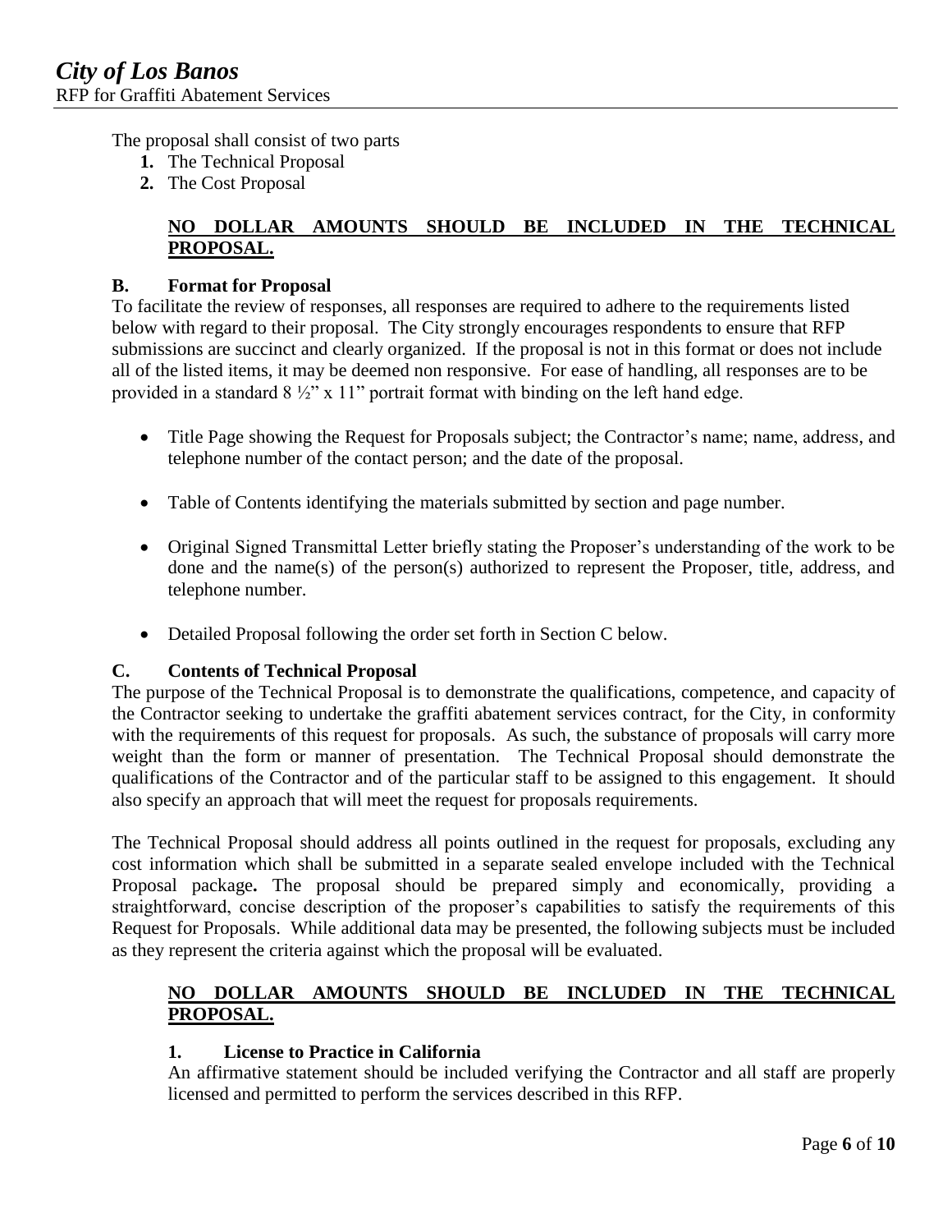The proposal shall consist of two parts

1. The Technical Proposal
2. The Cost Proposal

**NO DOLLAR AMOUNTS SHOULD BE INCLUDED IN THE TECHNICAL PROPOSAL.**

### B. Format for Proposal

To facilitate the review of responses, all responses are required to adhere to the requirements listed below with regard to their proposal. The City strongly encourages respondents to ensure that RFP submissions are succinct and clearly organized. If the proposal is not in this format or does not include all of the listed items, it may be deemed non responsive. For ease of handling, all responses are to be provided in a standard 8 ½" x 11" portrait format with binding on the left hand edge.

- Title Page showing the Request for Proposals subject; the Contractor's name; name, address, and telephone number of the contact person; and the date of the proposal.
- Table of Contents identifying the materials submitted by section and page number.
- Original Signed Transmittal Letter briefly stating the Proposer's understanding of the work to be done and the name(s) of the person(s) authorized to represent the Proposer, title, address, and telephone number.
- Detailed Proposal following the order set forth in Section C below.

### C. Contents of Technical Proposal

The purpose of the Technical Proposal is to demonstrate the qualifications, competence, and capacity of the Contractor seeking to undertake the graffiti abatement services contract, for the City, in conformity with the requirements of this request for proposals. As such, the substance of proposals will carry more weight than the form or manner of presentation. The Technical Proposal should demonstrate the qualifications of the Contractor and of the particular staff to be assigned to this engagement. It should also specify an approach that will meet the request for proposals requirements.

The Technical Proposal should address all points outlined in the request for proposals, excluding any cost information which shall be submitted in a separate sealed envelope included with the Technical Proposal package**.** The proposal should be prepared simply and economically, providing a straightforward, concise description of the proposer's capabilities to satisfy the requirements of this Request for Proposals. While additional data may be presented, the following subjects must be included as they represent the criteria against which the proposal will be evaluated.

**NO DOLLAR AMOUNTS SHOULD BE INCLUDED IN THE TECHNICAL PROPOSAL.**

#### 1. License to Practice in California

An affirmative statement should be included verifying the Contractor and all staff are properly licensed and permitted to perform the services described in this RFP.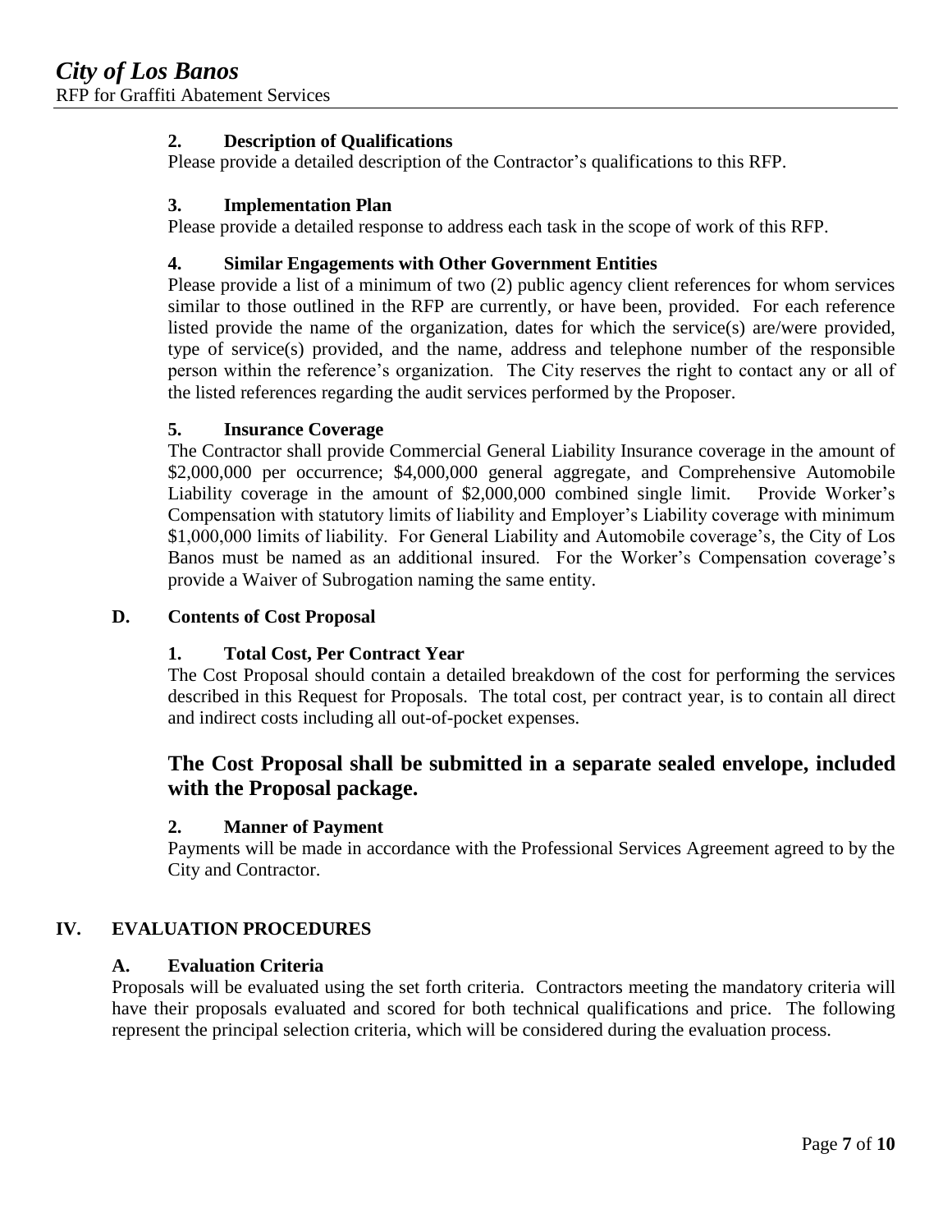### 2. Description of Qualifications

Please provide a detailed description of the Contractor's qualifications to this RFP.

### 3. Implementation Plan

Please provide a detailed response to address each task in the scope of work of this RFP.

### 4. Similar Engagements with Other Government Entities

Please provide a list of a minimum of two (2) public agency client references for whom services similar to those outlined in the RFP are currently, or have been, provided. For each reference listed provide the name of the organization, dates for which the service(s) are/were provided, type of service(s) provided, and the name, address and telephone number of the responsible person within the reference's organization. The City reserves the right to contact any or all of the listed references regarding the audit services performed by the Proposer.

### 5. Insurance Coverage

The Contractor shall provide Commercial General Liability Insurance coverage in the amount of $2,000,000 per occurrence; $4,000,000 general aggregate, and Comprehensive Automobile Liability coverage in the amount of $2,000,000 combined single limit. Provide Worker's Compensation with statutory limits of liability and Employer's Liability coverage with minimum $1,000,000 limits of liability. For General Liability and Automobile coverage's, the City of Los Banos must be named as an additional insured. For the Worker's Compensation coverage's provide a Waiver of Subrogation naming the same entity.

## D. Contents of Cost Proposal

### 1. Total Cost, Per Contract Year

The Cost Proposal should contain a detailed breakdown of the cost for performing the services described in this Request for Proposals. The total cost, per contract year, is to contain all direct and indirect costs including all out-of-pocket expenses.

**The Cost Proposal shall be submitted in a separate sealed envelope, included with the Proposal package.**

### 2. Manner of Payment

Payments will be made in accordance with the Professional Services Agreement agreed to by the City and Contractor.

# IV. EVALUATION PROCEDURES

## A. Evaluation Criteria

Proposals will be evaluated using the set forth criteria. Contractors meeting the mandatory criteria will have their proposals evaluated and scored for both technical qualifications and price. The following represent the principal selection criteria, which will be considered during the evaluation process.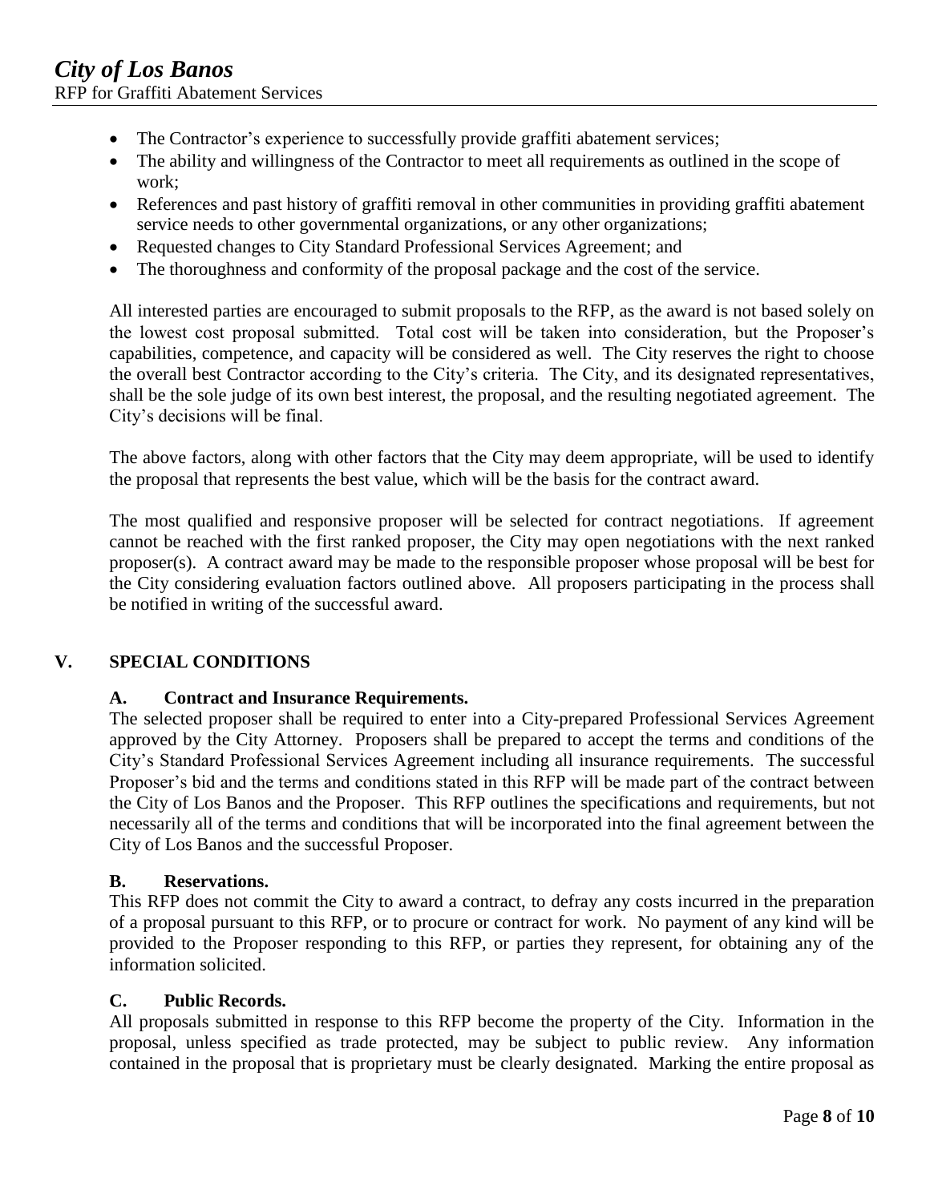- The Contractor's experience to successfully provide graffiti abatement services;
- The ability and willingness of the Contractor to meet all requirements as outlined in the scope of work;
- References and past history of graffiti removal in other communities in providing graffiti abatement service needs to other governmental organizations, or any other organizations;
- Requested changes to City Standard Professional Services Agreement; and
- The thoroughness and conformity of the proposal package and the cost of the service.

All interested parties are encouraged to submit proposals to the RFP, as the award is not based solely on the lowest cost proposal submitted. Total cost will be taken into consideration, but the Proposer's capabilities, competence, and capacity will be considered as well. The City reserves the right to choose the overall best Contractor according to the City's criteria. The City, and its designated representatives, shall be the sole judge of its own best interest, the proposal, and the resulting negotiated agreement. The City's decisions will be final.

The above factors, along with other factors that the City may deem appropriate, will be used to identify the proposal that represents the best value, which will be the basis for the contract award.

The most qualified and responsive proposer will be selected for contract negotiations. If agreement cannot be reached with the first ranked proposer, the City may open negotiations with the next ranked proposer(s). A contract award may be made to the responsible proposer whose proposal will be best for the City considering evaluation factors outlined above. All proposers participating in the process shall be notified in writing of the successful award.

## V. SPECIAL CONDITIONS

### A. Contract and Insurance Requirements.

The selected proposer shall be required to enter into a City-prepared Professional Services Agreement approved by the City Attorney. Proposers shall be prepared to accept the terms and conditions of the City's Standard Professional Services Agreement including all insurance requirements. The successful Proposer's bid and the terms and conditions stated in this RFP will be made part of the contract between the City of Los Banos and the Proposer. This RFP outlines the specifications and requirements, but not necessarily all of the terms and conditions that will be incorporated into the final agreement between the City of Los Banos and the successful Proposer.

### B. Reservations.

This RFP does not commit the City to award a contract, to defray any costs incurred in the preparation of a proposal pursuant to this RFP, or to procure or contract for work. No payment of any kind will be provided to the Proposer responding to this RFP, or parties they represent, for obtaining any of the information solicited.

### C. Public Records.

All proposals submitted in response to this RFP become the property of the City. Information in the proposal, unless specified as trade protected, may be subject to public review. Any information contained in the proposal that is proprietary must be clearly designated. Marking the entire proposal as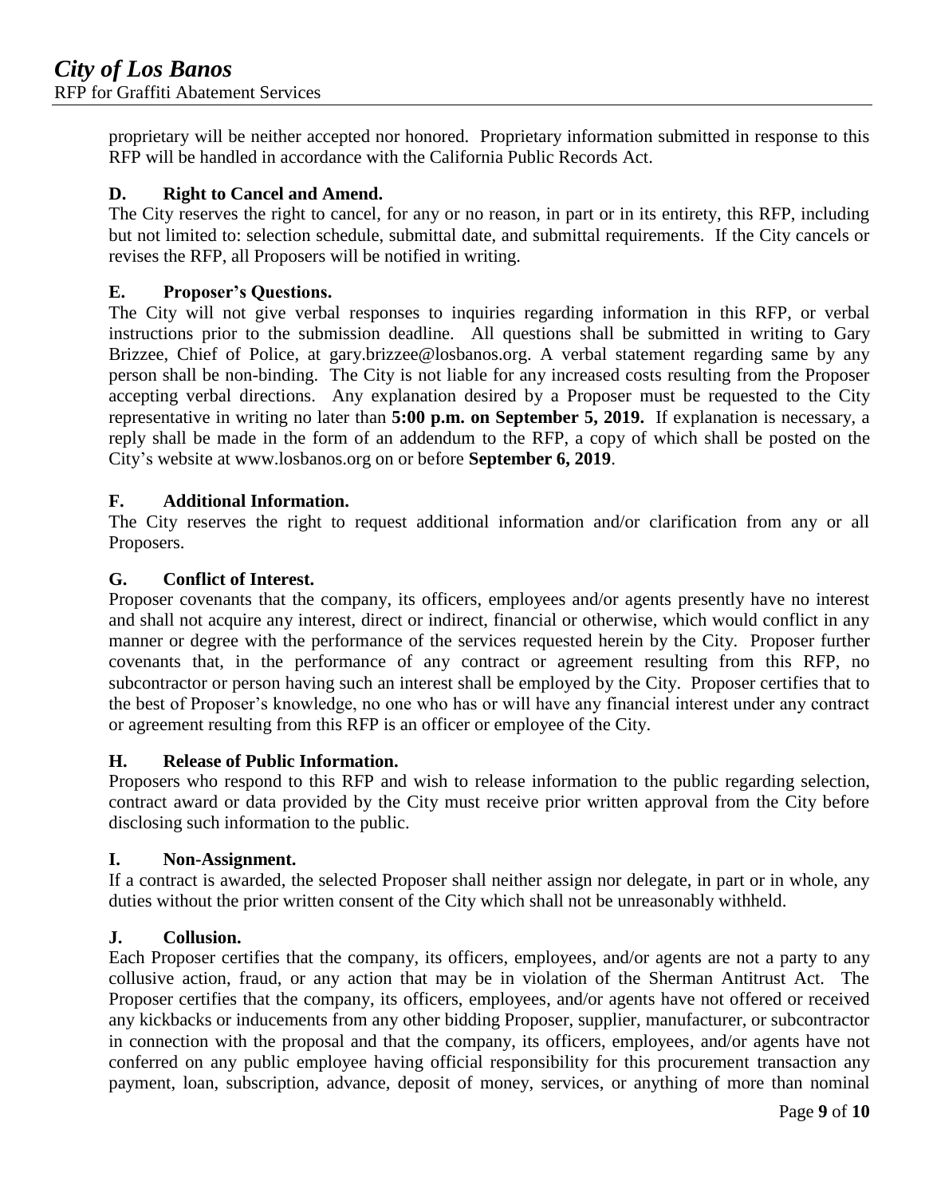proprietary will be neither accepted nor honored. Proprietary information submitted in response to this RFP will be handled in accordance with the California Public Records Act.

### D. Right to Cancel and Amend.

The City reserves the right to cancel, for any or no reason, in part or in its entirety, this RFP, including but not limited to: selection schedule, submittal date, and submittal requirements. If the City cancels or revises the RFP, all Proposers will be notified in writing.

### E. Proposer's Questions.

The City will not give verbal responses to inquiries regarding information in this RFP, or verbal instructions prior to the submission deadline. All questions shall be submitted in writing to Gary Brizzee, Chief of Police, at gary.brizzee@losbanos.org. A verbal statement regarding same by any person shall be non-binding. The City is not liable for any increased costs resulting from the Proposer accepting verbal directions. Any explanation desired by a Proposer must be requested to the City representative in writing no later than **5:00 p.m. on September 5, 2019.** If explanation is necessary, a reply shall be made in the form of an addendum to the RFP, a copy of which shall be posted on the City's website at www.losbanos.org on or before **September 6, 2019**.

### F. Additional Information.

The City reserves the right to request additional information and/or clarification from any or all Proposers.

### G. Conflict of Interest.

Proposer covenants that the company, its officers, employees and/or agents presently have no interest and shall not acquire any interest, direct or indirect, financial or otherwise, which would conflict in any manner or degree with the performance of the services requested herein by the City. Proposer further covenants that, in the performance of any contract or agreement resulting from this RFP, no subcontractor or person having such an interest shall be employed by the City. Proposer certifies that to the best of Proposer's knowledge, no one who has or will have any financial interest under any contract or agreement resulting from this RFP is an officer or employee of the City.

### H. Release of Public Information.

Proposers who respond to this RFP and wish to release information to the public regarding selection, contract award or data provided by the City must receive prior written approval from the City before disclosing such information to the public.

### I. Non-Assignment.

If a contract is awarded, the selected Proposer shall neither assign nor delegate, in part or in whole, any duties without the prior written consent of the City which shall not be unreasonably withheld.

### J. Collusion.

Each Proposer certifies that the company, its officers, employees, and/or agents are not a party to any collusive action, fraud, or any action that may be in violation of the Sherman Antitrust Act. The Proposer certifies that the company, its officers, employees, and/or agents have not offered or received any kickbacks or inducements from any other bidding Proposer, supplier, manufacturer, or subcontractor in connection with the proposal and that the company, its officers, employees, and/or agents have not conferred on any public employee having official responsibility for this procurement transaction any payment, loan, subscription, advance, deposit of money, services, or anything of more than nominal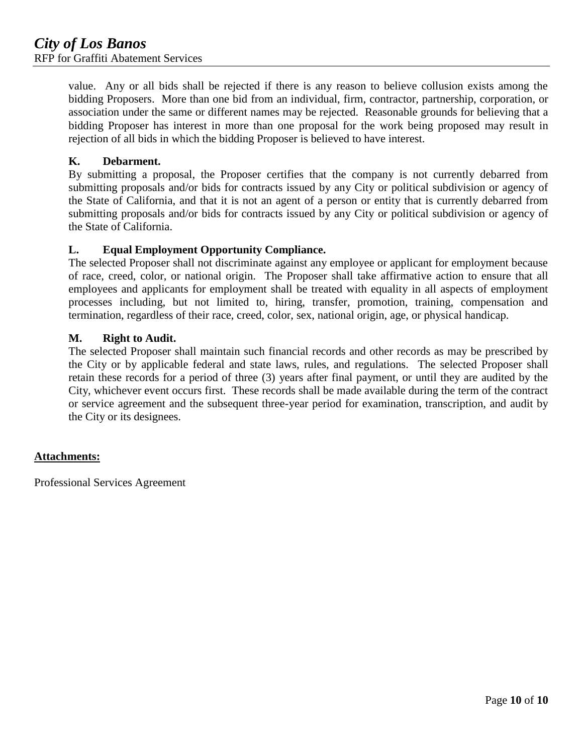value. Any or all bids shall be rejected if there is any reason to believe collusion exists among the bidding Proposers. More than one bid from an individual, firm, contractor, partnership, corporation, or association under the same or different names may be rejected. Reasonable grounds for believing that a bidding Proposer has interest in more than one proposal for the work being proposed may result in rejection of all bids in which the bidding Proposer is believed to have interest.

**K. Debarment.**

By submitting a proposal, the Proposer certifies that the company is not currently debarred from submitting proposals and/or bids for contracts issued by any City or political subdivision or agency of the State of California, and that it is not an agent of a person or entity that is currently debarred from submitting proposals and/or bids for contracts issued by any City or political subdivision or agency of the State of California.

**L. Equal Employment Opportunity Compliance.**

The selected Proposer shall not discriminate against any employee or applicant for employment because of race, creed, color, or national origin. The Proposer shall take affirmative action to ensure that all employees and applicants for employment shall be treated with equality in all aspects of employment processes including, but not limited to, hiring, transfer, promotion, training, compensation and termination, regardless of their race, creed, color, sex, national origin, age, or physical handicap.

**M. Right to Audit.**

The selected Proposer shall maintain such financial records and other records as may be prescribed by the City or by applicable federal and state laws, rules, and regulations. The selected Proposer shall retain these records for a period of three (3) years after final payment, or until they are audited by the City, whichever event occurs first. These records shall be made available during the term of the contract or service agreement and the subsequent three-year period for examination, transcription, and audit by the City or its designees.

**Attachments:**

Professional Services Agreement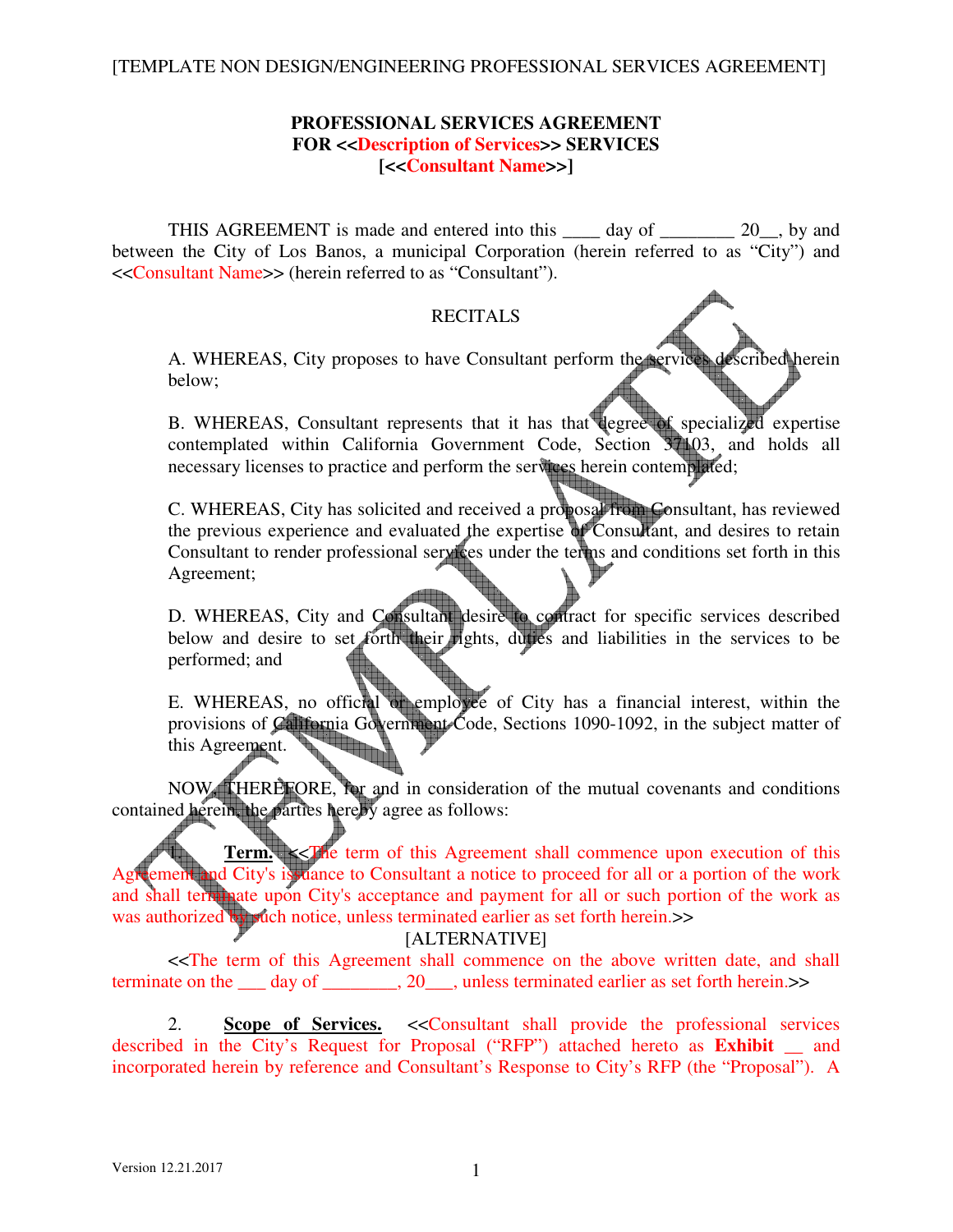[TEMPLATE NON DESIGN/ENGINEERING PROFESSIONAL SERVICES AGREEMENT]

**PROFESSIONAL SERVICES AGREEMENT**
**FOR <<Description of Services>> SERVICES**
**[<<Consultant Name>>]**

THIS AGREEMENT is made and entered into this ____ day of ________ 20__, by and between the City of Los Banos, a municipal Corporation (herein referred to as "City") and <<Consultant Name>> (herein referred to as "Consultant").

RECITALS

A. WHEREAS, City proposes to have Consultant perform the services described herein below;

B. WHEREAS, Consultant represents that it has that degree of specialized expertise contemplated within California Government Code, Section 37103, and holds all necessary licenses to practice and perform the services herein contemplated;

C. WHEREAS, City has solicited and received a proposal from Consultant, has reviewed the previous experience and evaluated the expertise of Consultant, and desires to retain Consultant to render professional services under the terms and conditions set forth in this Agreement;

D. WHEREAS, City and Consultant desire to contract for specific services described below and desire to set forth their rights, duties and liabilities in the services to be performed; and

E. WHEREAS, no official or employee of City has a financial interest, within the provisions of California Government Code, Sections 1090-1092, in the subject matter of this Agreement.

NOW, THEREFORE, for and in consideration of the mutual covenants and conditions contained herein, the parties hereby agree as follows:

1. **Term.** <<The term of this Agreement shall commence upon execution of this Agreement and City's issuance to Consultant a notice to proceed for all or a portion of the work and shall terminate upon City's acceptance and payment for all or such portion of the work as was authorized by such notice, unless terminated earlier as set forth herein.>>

[ALTERNATIVE]

<<The term of this Agreement shall commence on the above written date, and shall terminate on the ___ day of ________, 20___, unless terminated earlier as set forth herein.>>

2. **Scope of Services.** <<Consultant shall provide the professional services described in the City's Request for Proposal ("RFP") attached hereto as **Exhibit __** and incorporated herein by reference and Consultant's Response to City's RFP (the "Proposal"). A

Version 12.21.2017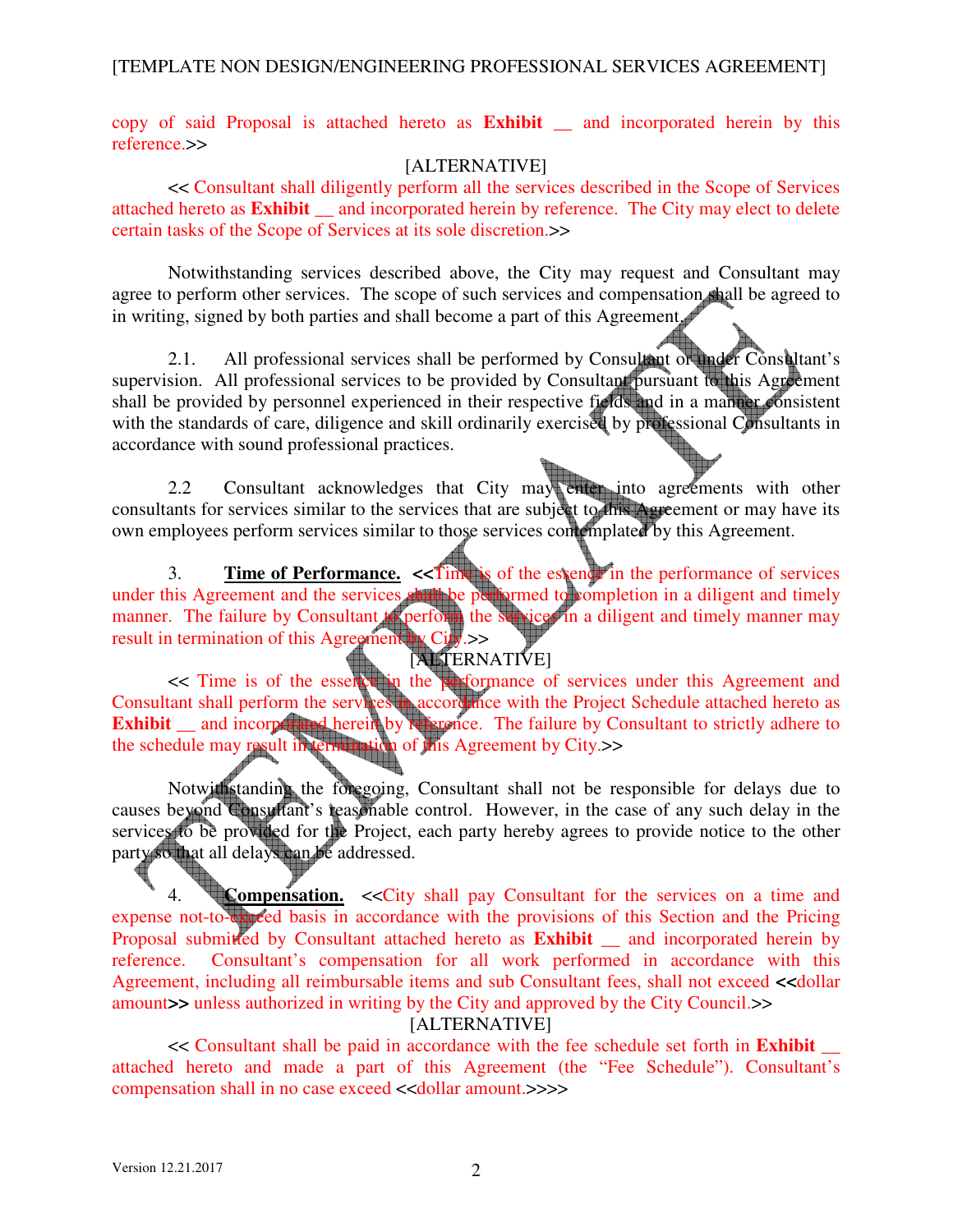copy of said Proposal is attached hereto as **Exhibit __** and incorporated herein by this reference.>>

[ALTERNATIVE]

<< Consultant shall diligently perform all the services described in the Scope of Services attached hereto as **Exhibit** __ and incorporated herein by reference. The City may elect to delete certain tasks of the Scope of Services at its sole discretion.>>

Notwithstanding services described above, the City may request and Consultant may agree to perform other services. The scope of such services and compensation shall be agreed to in writing, signed by both parties and shall become a part of this Agreement.

2.1. All professional services shall be performed by Consultant or under Consultant's supervision. All professional services to be provided by Consultant pursuant to this Agreement shall be provided by personnel experienced in their respective fields and in a manner consistent with the standards of care, diligence and skill ordinarily exercised by professional Consultants in accordance with sound professional practices.

2.2 Consultant acknowledges that City may enter into agreements with other consultants for services similar to the services that are subject to this Agreement or may have its own employees perform services similar to those services contemplated by this Agreement.

3. **Time of Performance.** <<Time is of the essence in the performance of services under this Agreement and the services shall be performed to completion in a diligent and timely manner. The failure by Consultant to perform the services in a diligent and timely manner may result in termination of this Agreement by City.>>

[ALTERNATIVE]

<< Time is of the essence in the performance of services under this Agreement and Consultant shall perform the services in accordance with the Project Schedule attached hereto as **Exhibit** __ and incorporated herein by reference. The failure by Consultant to strictly adhere to the schedule may result in termination of this Agreement by City.>>

Notwithstanding the foregoing, Consultant shall not be responsible for delays due to causes beyond Consultant's reasonable control. However, in the case of any such delay in the services to be provided for the Project, each party hereby agrees to provide notice to the other party so that all delays can be addressed.

4. **Compensation.** <<City shall pay Consultant for the services on a time and expense not-to-exceed basis in accordance with the provisions of this Section and the Pricing Proposal submitted by Consultant attached hereto as **Exhibit** __ and incorporated herein by reference. Consultant's compensation for all work performed in accordance with this Agreement, including all reimbursable items and sub Consultant fees, shall not exceed **<<**dollar amount**>>** unless authorized in writing by the City and approved by the City Council.>>

[ALTERNATIVE]

<< Consultant shall be paid in accordance with the fee schedule set forth in **Exhibit** __ attached hereto and made a part of this Agreement (the "Fee Schedule"). Consultant's compensation shall in no case exceed <<dollar amount.>>>>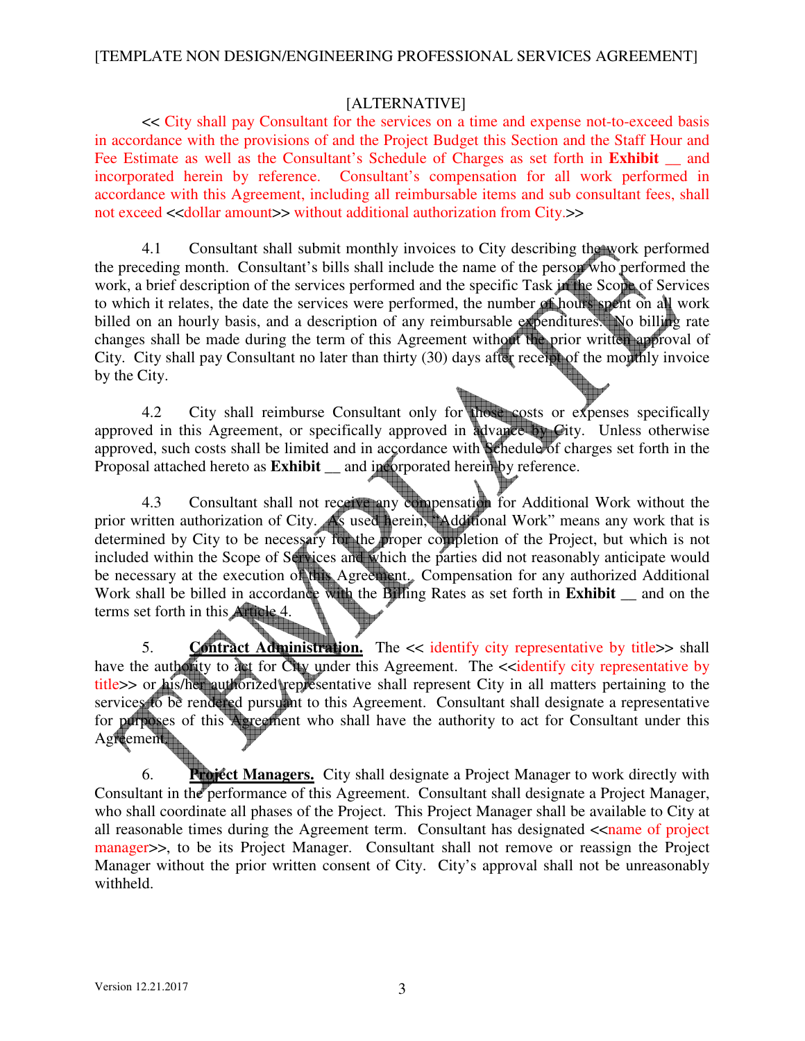[ALTERNATIVE]

<< City shall pay Consultant for the services on a time and expense not-to-exceed basis in accordance with the provisions of and the Project Budget this Section and the Staff Hour and Fee Estimate as well as the Consultant's Schedule of Charges as set forth in **Exhibit** __ and incorporated herein by reference. Consultant's compensation for all work performed in accordance with this Agreement, including all reimbursable items and sub consultant fees, shall not exceed <<dollar amount>> without additional authorization from City.>>

4.1 Consultant shall submit monthly invoices to City describing the work performed the preceding month. Consultant's bills shall include the name of the person who performed the work, a brief description of the services performed and the specific Task in the Scope of Services to which it relates, the date the services were performed, the number of hours spent on all work billed on an hourly basis, and a description of any reimbursable expenditures. No billing rate changes shall be made during the term of this Agreement without the prior written approval of City. City shall pay Consultant no later than thirty (30) days after receipt of the monthly invoice by the City.

4.2 City shall reimburse Consultant only for those costs or expenses specifically approved in this Agreement, or specifically approved in advance by City. Unless otherwise approved, such costs shall be limited and in accordance with Schedule of charges set forth in the Proposal attached hereto as **Exhibit** __ and incorporated herein by reference.

4.3 Consultant shall not receive any compensation for Additional Work without the prior written authorization of City. As used herein, "Additional Work" means any work that is determined by City to be necessary for the proper completion of the Project, but which is not included within the Scope of Services and which the parties did not reasonably anticipate would be necessary at the execution of this Agreement. Compensation for any authorized Additional Work shall be billed in accordance with the Billing Rates as set forth in **Exhibit** __ and on the terms set forth in this Article 4.

5. **Contract Administration.** The << identify city representative by title>> shall have the authority to act for City under this Agreement. The <<identify city representative by title>> or his/her authorized representative shall represent City in all matters pertaining to the services to be rendered pursuant to this Agreement. Consultant shall designate a representative for purposes of this Agreement who shall have the authority to act for Consultant under this Agreement.

6. **Project Managers.** City shall designate a Project Manager to work directly with Consultant in the performance of this Agreement. Consultant shall designate a Project Manager, who shall coordinate all phases of the Project. This Project Manager shall be available to City at all reasonable times during the Agreement term. Consultant has designated <<name of project manager>>, to be its Project Manager. Consultant shall not remove or reassign the Project Manager without the prior written consent of City. City's approval shall not be unreasonably withheld.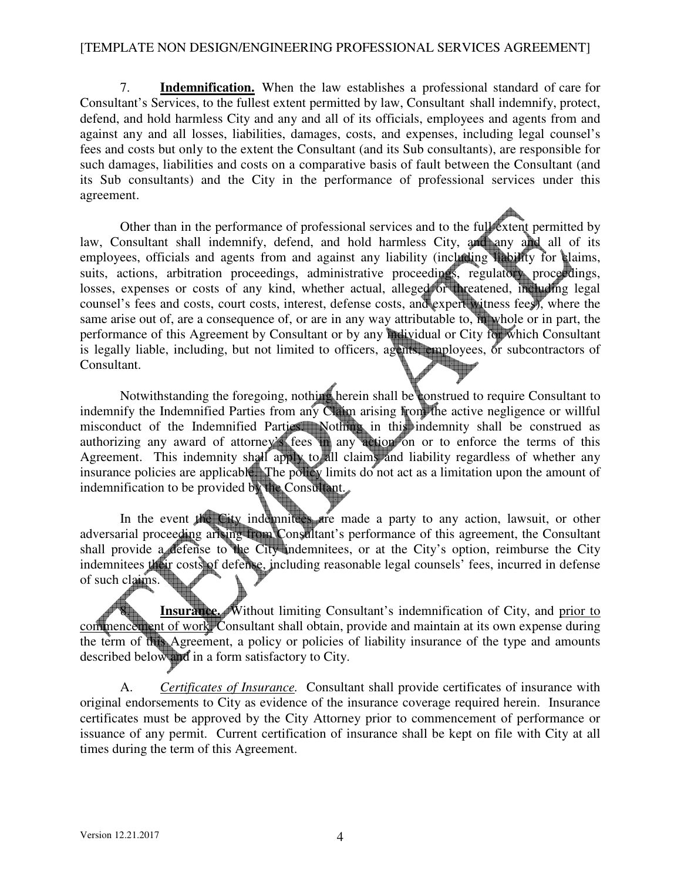7. **Indemnification.** When the law establishes a professional standard of care for Consultant's Services, to the fullest extent permitted by law, Consultant shall indemnify, protect, defend, and hold harmless City and any and all of its officials, employees and agents from and against any and all losses, liabilities, damages, costs, and expenses, including legal counsel's fees and costs but only to the extent the Consultant (and its Sub consultants), are responsible for such damages, liabilities and costs on a comparative basis of fault between the Consultant (and its Sub consultants) and the City in the performance of professional services under this agreement.

Other than in the performance of professional services and to the full extent permitted by law, Consultant shall indemnify, defend, and hold harmless City, and any and all of its employees, officials and agents from and against any liability (including liability for claims, suits, actions, arbitration proceedings, administrative proceedings, regulatory proceedings, losses, expenses or costs of any kind, whether actual, alleged or threatened, including legal counsel's fees and costs, court costs, interest, defense costs, and expert witness fees), where the same arise out of, are a consequence of, or are in any way attributable to, in whole or in part, the performance of this Agreement by Consultant or by any individual or City for which Consultant is legally liable, including, but not limited to officers, agents, employees, or subcontractors of Consultant.

Notwithstanding the foregoing, nothing herein shall be construed to require Consultant to indemnify the Indemnified Parties from any Claim arising from the active negligence or willful misconduct of the Indemnified Parties. Nothing in this indemnity shall be construed as authorizing any award of attorney's fees in any action on or to enforce the terms of this Agreement. This indemnity shall apply to all claims and liability regardless of whether any insurance policies are applicable. The policy limits do not act as a limitation upon the amount of indemnification to be provided by the Consultant.

In the event the City indemnitees are made a party to any action, lawsuit, or other adversarial proceeding arising from Consultant's performance of this agreement, the Consultant shall provide a defense to the City indemnitees, or at the City's option, reimburse the City indemnitees their costs of defense, including reasonable legal counsels' fees, incurred in defense of such claims.

8. **Insurance.** Without limiting Consultant's indemnification of City, and prior to commencement of work, Consultant shall obtain, provide and maintain at its own expense during the term of this Agreement, a policy or policies of liability insurance of the type and amounts described below and in a form satisfactory to City.

A. *Certificates of Insurance.* Consultant shall provide certificates of insurance with original endorsements to City as evidence of the insurance coverage required herein. Insurance certificates must be approved by the City Attorney prior to commencement of performance or issuance of any permit. Current certification of insurance shall be kept on file with City at all times during the term of this Agreement.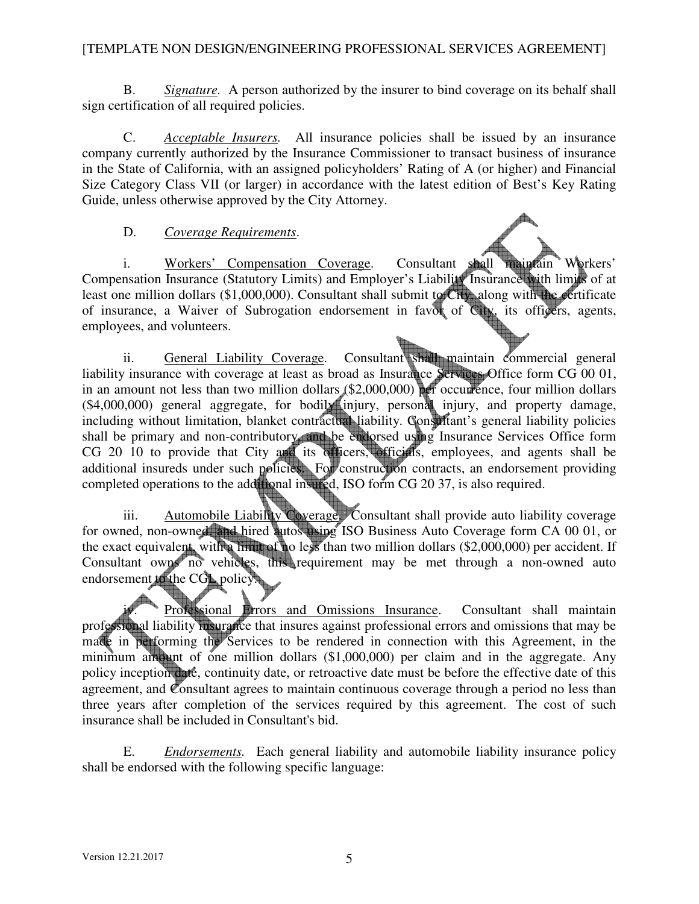B. *Signature.* A person authorized by the insurer to bind coverage on its behalf shall sign certification of all required policies.

C. *Acceptable Insurers.* All insurance policies shall be issued by an insurance company currently authorized by the Insurance Commissioner to transact business of insurance in the State of California, with an assigned policyholders' Rating of A (or higher) and Financial Size Category Class VII (or larger) in accordance with the latest edition of Best's Key Rating Guide, unless otherwise approved by the City Attorney.

D. *Coverage Requirements*.

i. Workers' Compensation Coverage. Consultant shall maintain Workers' Compensation Insurance (Statutory Limits) and Employer's Liability Insurance with limits of at least one million dollars ($1,000,000). Consultant shall submit to City, along with the certificate of insurance, a Waiver of Subrogation endorsement in favor of City, its officers, agents, employees, and volunteers.

ii. General Liability Coverage. Consultant shall maintain commercial general liability insurance with coverage at least as broad as Insurance Services Office form CG 00 01, in an amount not less than two million dollars ($2,000,000) per occurrence, four million dollars ($4,000,000) general aggregate, for bodily injury, personal injury, and property damage, including without limitation, blanket contractual liability. Consultant's general liability policies shall be primary and non-contributory, and be endorsed using Insurance Services Office form CG 20 10 to provide that City and its officers, officials, employees, and agents shall be additional insureds under such policies. For construction contracts, an endorsement providing completed operations to the additional insured, ISO form CG 20 37, is also required.

iii. Automobile Liability Coverage. Consultant shall provide auto liability coverage for owned, non-owned, and hired autos using ISO Business Auto Coverage form CA 00 01, or the exact equivalent, with a limit of no less than two million dollars ($2,000,000) per accident. If Consultant owns no vehicles, this requirement may be met through a non-owned auto endorsement to the CGL policy.

iv. Professional Errors and Omissions Insurance. Consultant shall maintain professional liability insurance that insures against professional errors and omissions that may be made in performing the Services to be rendered in connection with this Agreement, in the minimum amount of one million dollars ($1,000,000) per claim and in the aggregate. Any policy inception date, continuity date, or retroactive date must be before the effective date of this agreement, and Consultant agrees to maintain continuous coverage through a period no less than three years after completion of the services required by this agreement. The cost of such insurance shall be included in Consultant's bid.

E. *Endorsements.* Each general liability and automobile liability insurance policy shall be endorsed with the following specific language: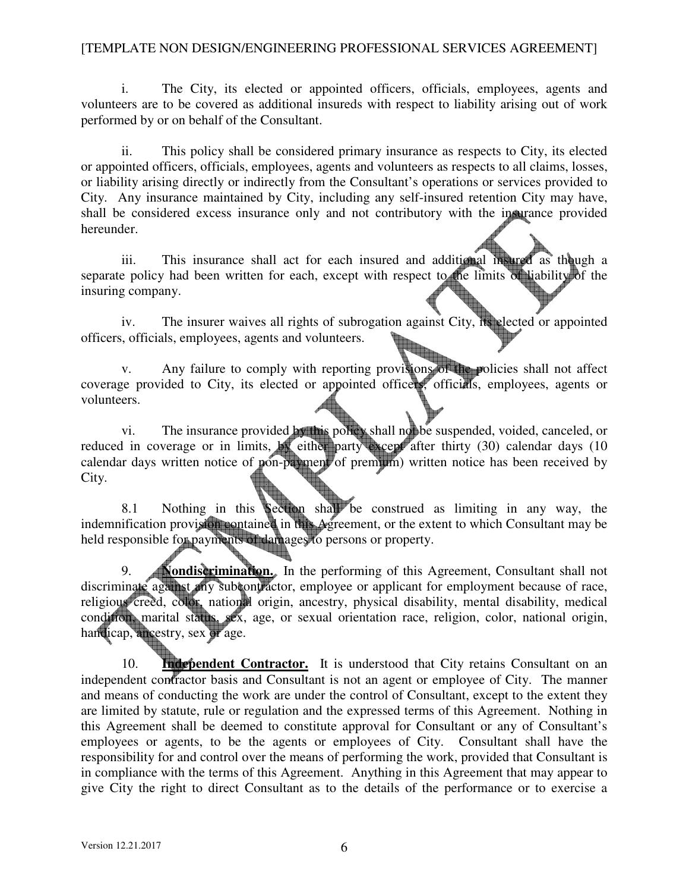i. The City, its elected or appointed officers, officials, employees, agents and volunteers are to be covered as additional insureds with respect to liability arising out of work performed by or on behalf of the Consultant.

ii. This policy shall be considered primary insurance as respects to City, its elected or appointed officers, officials, employees, agents and volunteers as respects to all claims, losses, or liability arising directly or indirectly from the Consultant's operations or services provided to City. Any insurance maintained by City, including any self-insured retention City may have, shall be considered excess insurance only and not contributory with the insurance provided hereunder.

iii. This insurance shall act for each insured and additional insured as though a separate policy had been written for each, except with respect to the limits of liability of the insuring company.

iv. The insurer waives all rights of subrogation against City, its elected or appointed officers, officials, employees, agents and volunteers.

v. Any failure to comply with reporting provisions of the policies shall not affect coverage provided to City, its elected or appointed officers, officials, employees, agents or volunteers.

vi. The insurance provided by this policy shall not be suspended, voided, canceled, or reduced in coverage or in limits, by either party except after thirty (30) calendar days (10 calendar days written notice of non-payment of premium) written notice has been received by City.

8.1 Nothing in this Section shall be construed as limiting in any way, the indemnification provision contained in this Agreement, or the extent to which Consultant may be held responsible for payments of damages to persons or property.

9. **Nondiscrimination.** In the performing of this Agreement, Consultant shall not discriminate against any subcontractor, employee or applicant for employment because of race, religious creed, color, national origin, ancestry, physical disability, mental disability, medical condition, marital status, sex, age, or sexual orientation race, religion, color, national origin, handicap, ancestry, sex or age.

10. **Independent Contractor.** It is understood that City retains Consultant on an independent contractor basis and Consultant is not an agent or employee of City. The manner and means of conducting the work are under the control of Consultant, except to the extent they are limited by statute, rule or regulation and the expressed terms of this Agreement. Nothing in this Agreement shall be deemed to constitute approval for Consultant or any of Consultant's employees or agents, to be the agents or employees of City. Consultant shall have the responsibility for and control over the means of performing the work, provided that Consultant is in compliance with the terms of this Agreement. Anything in this Agreement that may appear to give City the right to direct Consultant as to the details of the performance or to exercise a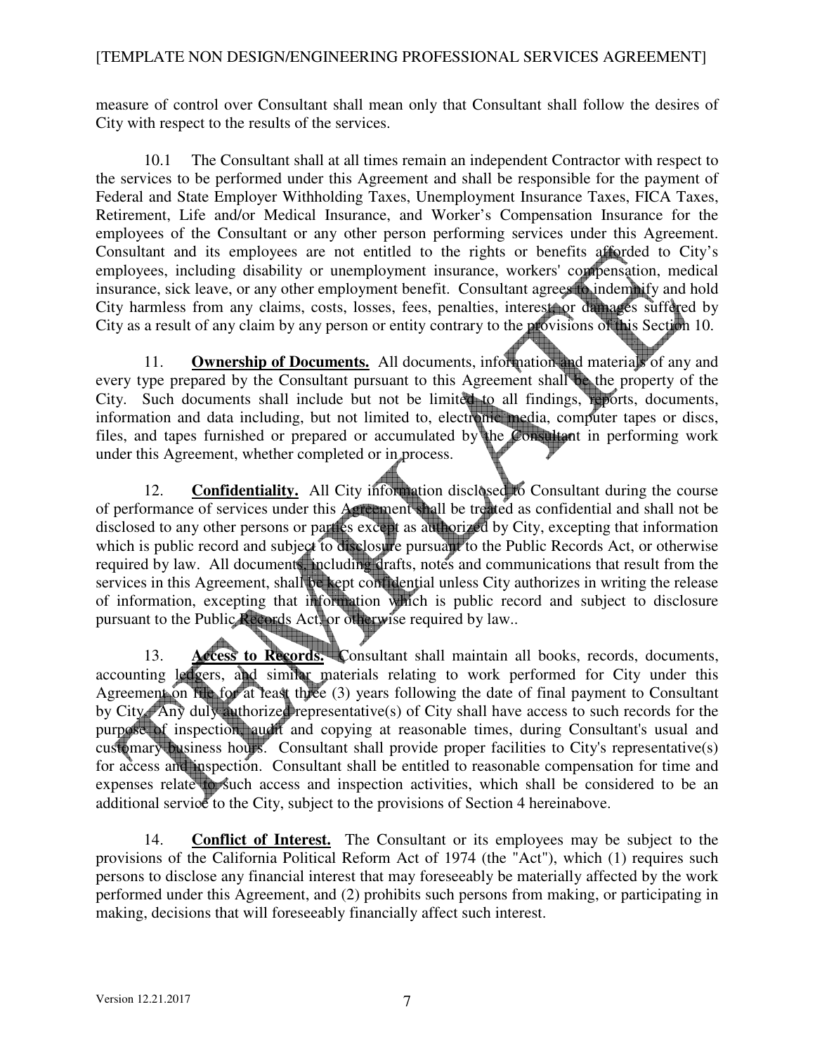measure of control over Consultant shall mean only that Consultant shall follow the desires of City with respect to the results of the services.

10.1 The Consultant shall at all times remain an independent Contractor with respect to the services to be performed under this Agreement and shall be responsible for the payment of Federal and State Employer Withholding Taxes, Unemployment Insurance Taxes, FICA Taxes, Retirement, Life and/or Medical Insurance, and Worker's Compensation Insurance for the employees of the Consultant or any other person performing services under this Agreement. Consultant and its employees are not entitled to the rights or benefits afforded to City's employees, including disability or unemployment insurance, workers' compensation, medical insurance, sick leave, or any other employment benefit. Consultant agrees to indemnify and hold City harmless from any claims, costs, losses, fees, penalties, interest, or damages suffered by City as a result of any claim by any person or entity contrary to the provisions of this Section 10.

11. **<u>Ownership of Documents.</u>** All documents, information and materials of any and every type prepared by the Consultant pursuant to this Agreement shall be the property of the City. Such documents shall include but not be limited to all findings, reports, documents, information and data including, but not limited to, electronic media, computer tapes or discs, files, and tapes furnished or prepared or accumulated by the Consultant in performing work under this Agreement, whether completed or in process.

12. **<u>Confidentiality.</u>** All City information disclosed to Consultant during the course of performance of services under this Agreement shall be treated as confidential and shall not be disclosed to any other persons or parties except as authorized by City, excepting that information which is public record and subject to disclosure pursuant to the Public Records Act, or otherwise required by law. All documents, including drafts, notes and communications that result from the services in this Agreement, shall be kept confidential unless City authorizes in writing the release of information, excepting that information which is public record and subject to disclosure pursuant to the Public Records Act, or otherwise required by law..

13. **<u>Access to Records.</u>** Consultant shall maintain all books, records, documents, accounting ledgers, and similar materials relating to work performed for City under this Agreement on file for at least three (3) years following the date of final payment to Consultant by City. Any duly authorized representative(s) of City shall have access to such records for the purpose of inspection, audit and copying at reasonable times, during Consultant's usual and customary business hours. Consultant shall provide proper facilities to City's representative(s) for access and inspection. Consultant shall be entitled to reasonable compensation for time and expenses relate to such access and inspection activities, which shall be considered to be an additional service to the City, subject to the provisions of Section 4 hereinabove.

14. **<u>Conflict of Interest.</u>** The Consultant or its employees may be subject to the provisions of the California Political Reform Act of 1974 (the "Act"), which (1) requires such persons to disclose any financial interest that may foreseeably be materially affected by the work performed under this Agreement, and (2) prohibits such persons from making, or participating in making, decisions that will foreseeably financially affect such interest.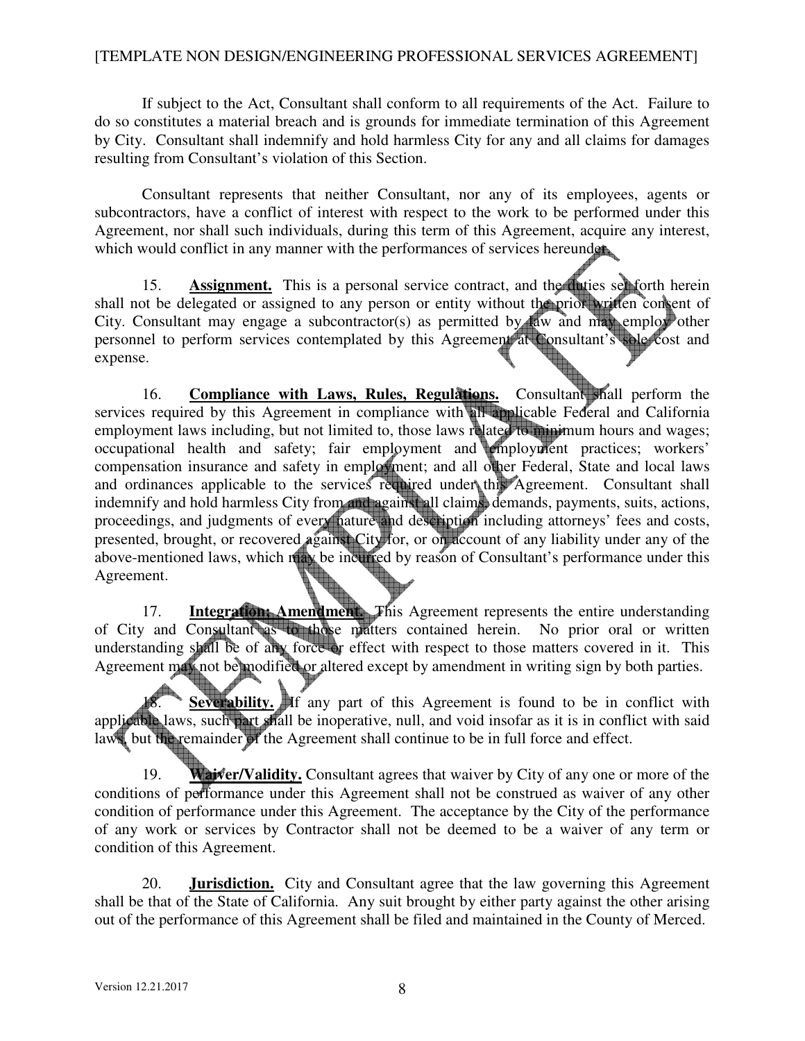If subject to the Act, Consultant shall conform to all requirements of the Act. Failure to do so constitutes a material breach and is grounds for immediate termination of this Agreement by City. Consultant shall indemnify and hold harmless City for any and all claims for damages resulting from Consultant's violation of this Section.

Consultant represents that neither Consultant, nor any of its employees, agents or subcontractors, have a conflict of interest with respect to the work to be performed under this Agreement, nor shall such individuals, during this term of this Agreement, acquire any interest, which would conflict in any manner with the performances of services hereunder.

15. **Assignment.** This is a personal service contract, and the duties set forth herein shall not be delegated or assigned to any person or entity without the prior written consent of City. Consultant may engage a subcontractor(s) as permitted by law and may employ other personnel to perform services contemplated by this Agreement at Consultant's sole cost and expense.

16. **Compliance with Laws, Rules, Regulations.** Consultant shall perform the services required by this Agreement in compliance with all applicable Federal and California employment laws including, but not limited to, those laws related to minimum hours and wages; occupational health and safety; fair employment and employment practices; workers' compensation insurance and safety in employment; and all other Federal, State and local laws and ordinances applicable to the services required under this Agreement. Consultant shall indemnify and hold harmless City from and against all claims, demands, payments, suits, actions, proceedings, and judgments of every nature and description including attorneys' fees and costs, presented, brought, or recovered against City for, or on account of any liability under any of the above-mentioned laws, which may be incurred by reason of Consultant's performance under this Agreement.

17. **Integration; Amendment.** This Agreement represents the entire understanding of City and Consultant as to those matters contained herein. No prior oral or written understanding shall be of any force or effect with respect to those matters covered in it. This Agreement may not be modified or altered except by amendment in writing sign by both parties.

18. **Severability.** If any part of this Agreement is found to be in conflict with applicable laws, such part shall be inoperative, null, and void insofar as it is in conflict with said laws, but the remainder of the Agreement shall continue to be in full force and effect.

19. **Waiver/Validity.** Consultant agrees that waiver by City of any one or more of the conditions of performance under this Agreement shall not be construed as waiver of any other condition of performance under this Agreement. The acceptance by the City of the performance of any work or services by Contractor shall not be deemed to be a waiver of any term or condition of this Agreement.

20. **Jurisdiction.** City and Consultant agree that the law governing this Agreement shall be that of the State of California. Any suit brought by either party against the other arising out of the performance of this Agreement shall be filed and maintained in the County of Merced.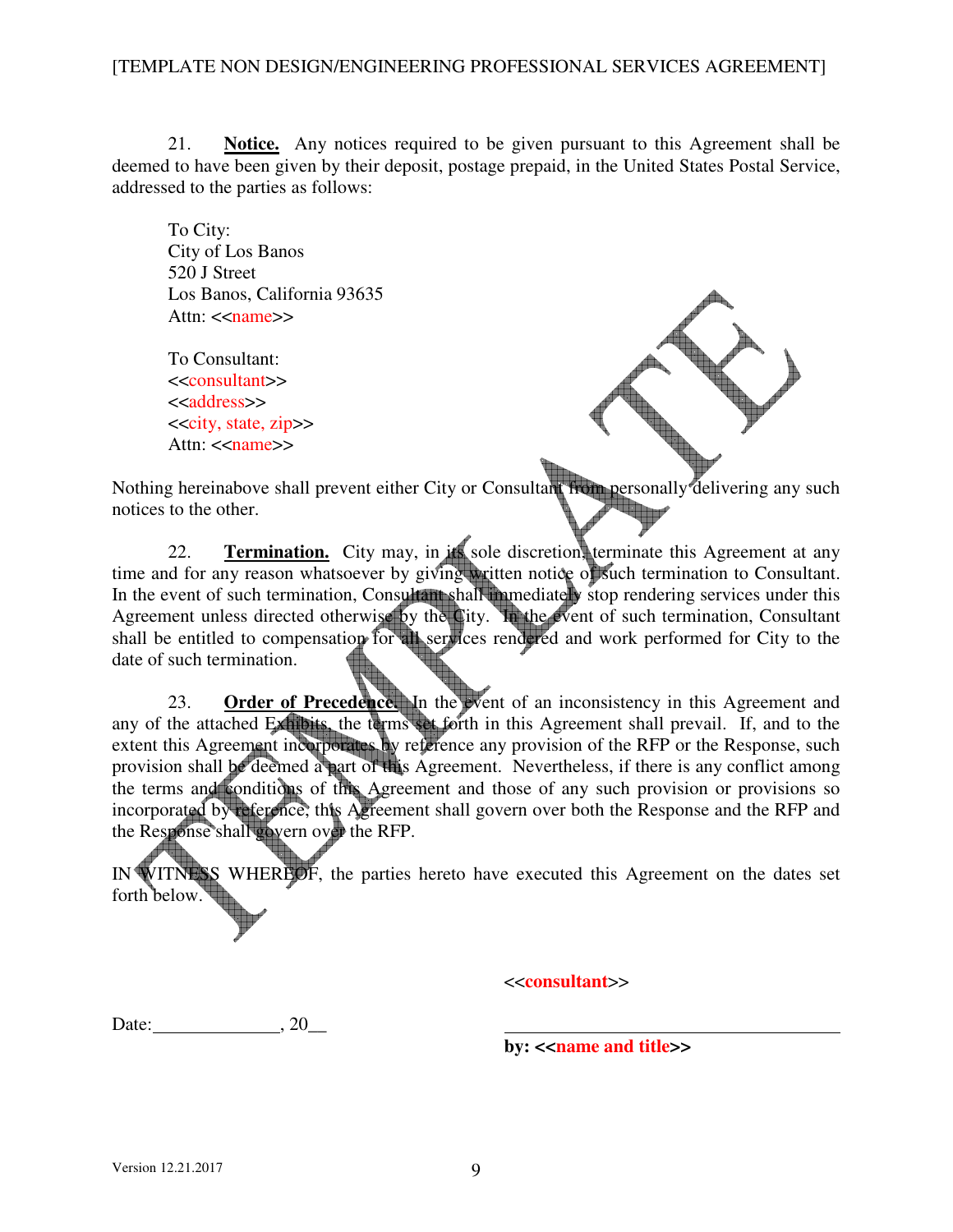21. **Notice.** Any notices required to be given pursuant to this Agreement shall be deemed to have been given by their deposit, postage prepaid, in the United States Postal Service, addressed to the parties as follows:

To City:
City of Los Banos
520 J Street
Los Banos, California 93635
Attn: <<name>>

To Consultant:
<<consultant>>
<<address>>
<<city, state, zip>>
Attn: <<name>>

Nothing hereinabove shall prevent either City or Consultant from personally delivering any such notices to the other.

22. **Termination.** City may, in its sole discretion, terminate this Agreement at any time and for any reason whatsoever by giving written notice of such termination to Consultant. In the event of such termination, Consultant shall immediately stop rendering services under this Agreement unless directed otherwise by the City. In the event of such termination, Consultant shall be entitled to compensation for all services rendered and work performed for City to the date of such termination.

23. **Order of Precedence.** In the event of an inconsistency in this Agreement and any of the attached Exhibits, the terms set forth in this Agreement shall prevail. If, and to the extent this Agreement incorporates by reference any provision of the RFP or the Response, such provision shall be deemed a part of this Agreement. Nevertheless, if there is any conflict among the terms and conditions of this Agreement and those of any such provision or provisions so incorporated by reference, this Agreement shall govern over both the Response and the RFP and the Response shall govern over the RFP.

IN WITNESS WHEREOF, the parties hereto have executed this Agreement on the dates set forth below.

**<<consultant>>**

Date:______________, 20__

______________________________________

**by: <<name and title>>**

Version 12.21.2017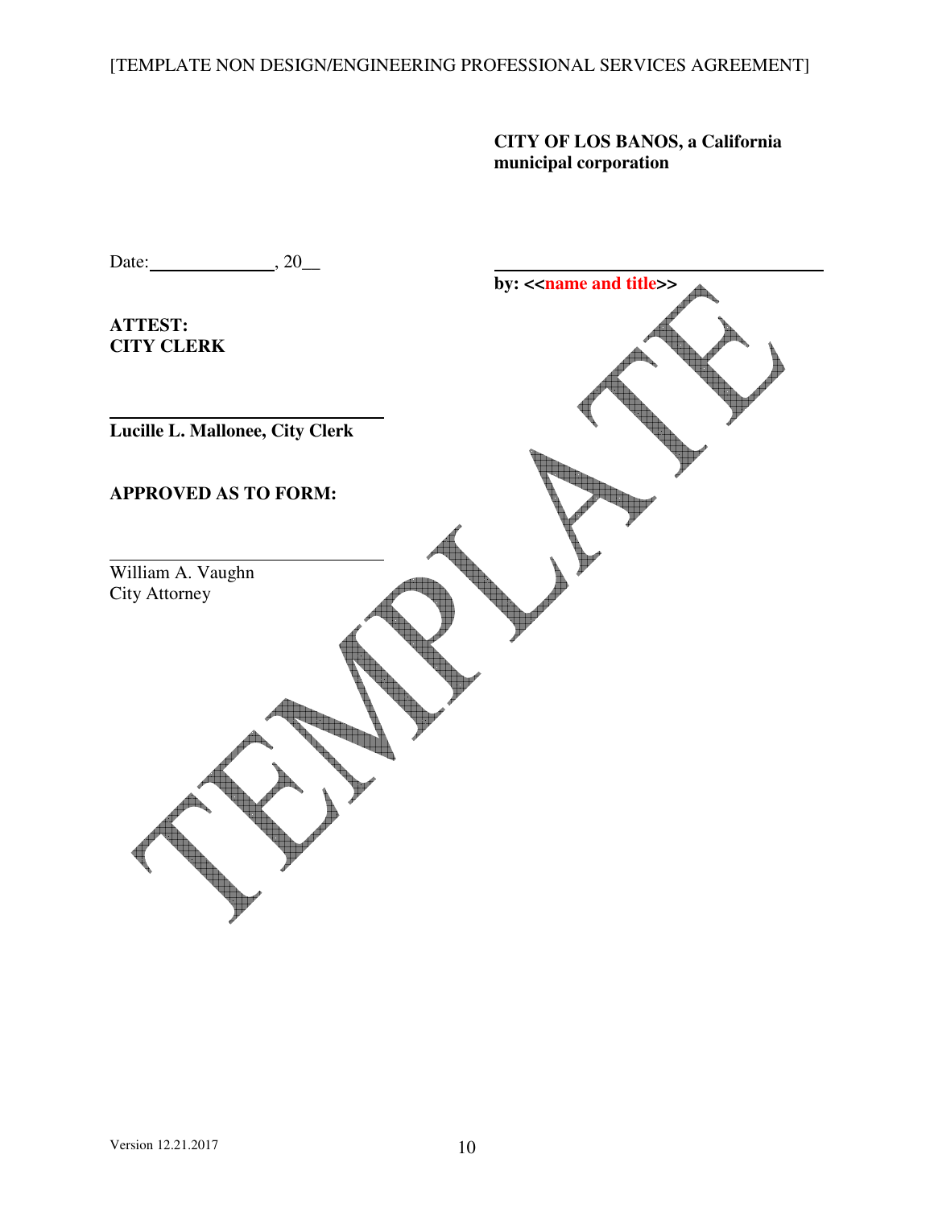**CITY OF LOS BANOS, a California municipal corporation**

Date:______________, 20__

______________________________

**by: <<name and title>>**

**ATTEST:**
**CITY CLERK**

______________________________

**Lucille L. Mallonee, City Clerk**

**APPROVED AS TO FORM:**

______________________________

William A. Vaughn
City Attorney

TEMPLATE